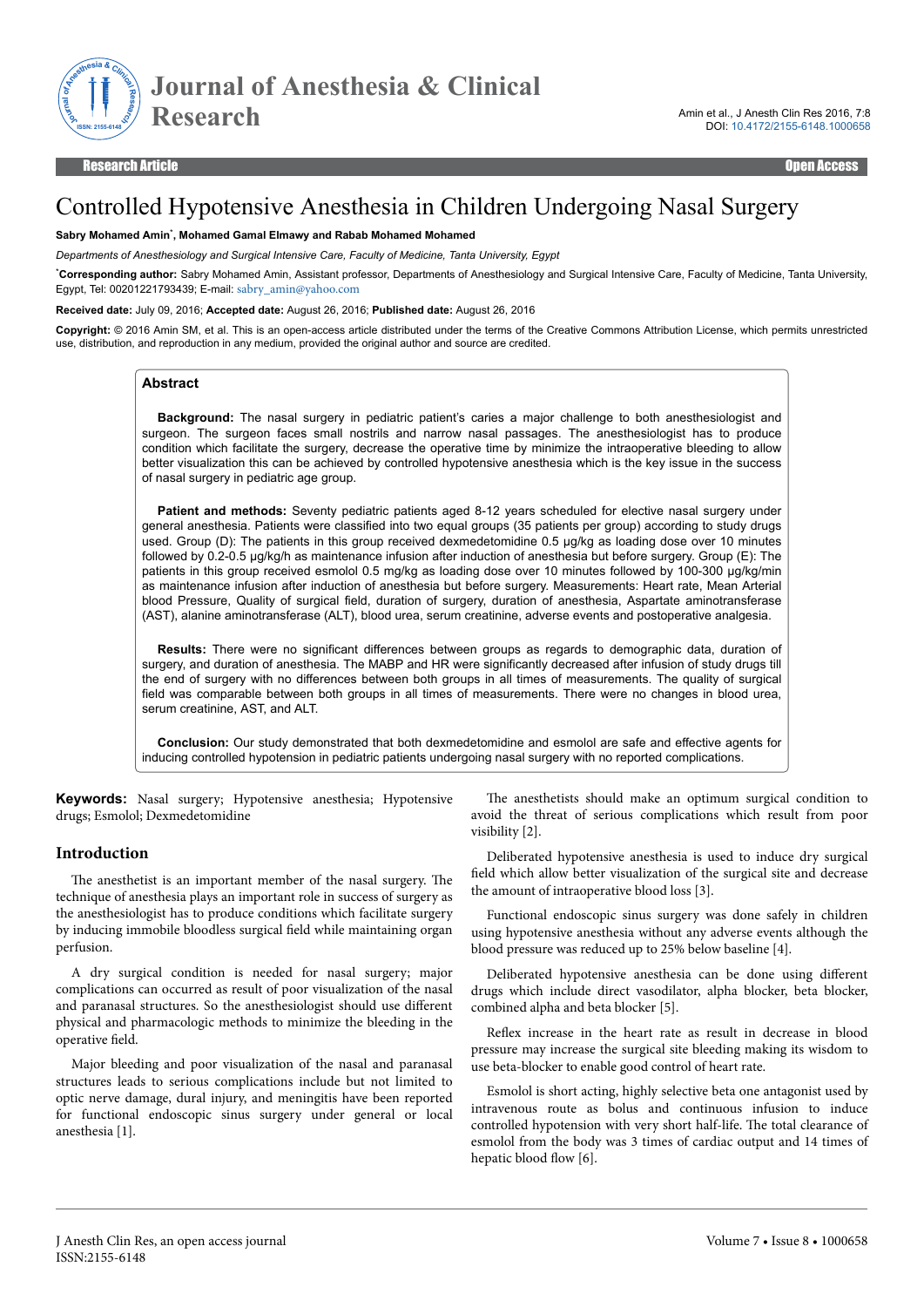Research Article | Open Access

# Controlled Hypotensive Anesthesia in Children Undergoing Nasal Surgery

**Sabry Mohamed Amin\*, Mohamed Gamal Elmawy and Rabab Mohamed Mohamed**

*Departments of Anesthesiology and Surgical Intensive Care, Faculty of Medicine, Tanta University, Egypt*

\***Corresponding author:** Sabry Mohamed Amin, Assistant professor, Departments of Anesthesiology and Surgical Intensive Care, Faculty of Medicine, Tanta University, Egypt, Tel: 00201221793439; E-mail: sabry_amin@yahoo.com

**Received date:** July 09, 2016; **Accepted date:** August 26, 2016; **Published date:** August 26, 2016

**Copyright:** © 2016 Amin SM, et al. This is an open-access article distributed under the terms of the Creative Commons Attribution License, which permits unrestricted use, distribution, and reproduction in any medium, provided the original author and source are credited.

## Abstract

**Background:** The nasal surgery in pediatric patient's caries a major challenge to both anesthesiologist and surgeon. The surgeon faces small nostrils and narrow nasal passages. The anesthesiologist has to produce condition which facilitate the surgery, decrease the operative time by minimize the intraoperative bleeding to allow better visualization this can be achieved by controlled hypotensive anesthesia which is the key issue in the success of nasal surgery in pediatric age group.

**Patient and methods:** Seventy pediatric patients aged 8-12 years scheduled for elective nasal surgery under general anesthesia. Patients were classified into two equal groups (35 patients per group) according to study drugs used. Group (D): The patients in this group received dexmedetomidine 0.5 µg/kg as loading dose over 10 minutes followed by 0.2-0.5 µg/kg/h as maintenance infusion after induction of anesthesia but before surgery. Group (E): The patients in this group received esmolol 0.5 mg/kg as loading dose over 10 minutes followed by 100-300 µg/kg/min as maintenance infusion after induction of anesthesia but before surgery. Measurements: Heart rate, Mean Arterial blood Pressure, Quality of surgical field, duration of surgery, duration of anesthesia, Aspartate aminotransferase (AST), alanine aminotransferase (ALT), blood urea, serum creatinine, adverse events and postoperative analgesia.

**Results:** There were no significant differences between groups as regards to demographic data, duration of surgery, and duration of anesthesia. The MABP and HR were significantly decreased after infusion of study drugs till the end of surgery with no differences between both groups in all times of measurements. The quality of surgical field was comparable between both groups in all times of measurements. There were no changes in blood urea, serum creatinine, AST, and ALT.

**Conclusion:** Our study demonstrated that both dexmedetomidine and esmolol are safe and effective agents for inducing controlled hypotension in pediatric patients undergoing nasal surgery with no reported complications.

**Keywords:** Nasal surgery; Hypotensive anesthesia; Hypotensive drugs; Esmolol; Dexmedetomidine

## Introduction

The anesthetist is an important member of the nasal surgery. The technique of anesthesia plays an important role in success of surgery as the anesthesiologist has to produce conditions which facilitate surgery by inducing immobile bloodless surgical field while maintaining organ perfusion.

A dry surgical condition is needed for nasal surgery; major complications can occurred as result of poor visualization of the nasal and paranasal structures. So the anesthesiologist should use different physical and pharmacologic methods to minimize the bleeding in the operative field.

Major bleeding and poor visualization of the nasal and paranasal structures leads to serious complications include but not limited to optic nerve damage, dural injury, and meningitis have been reported for functional endoscopic sinus surgery under general or local anesthesia [1].

The anesthetists should make an optimum surgical condition to avoid the threat of serious complications which result from poor visibility [2].

Deliberated hypotensive anesthesia is used to induce dry surgical field which allow better visualization of the surgical site and decrease the amount of intraoperative blood loss [3].

Functional endoscopic sinus surgery was done safely in children using hypotensive anesthesia without any adverse events although the blood pressure was reduced up to 25% below baseline [4].

Deliberated hypotensive anesthesia can be done using different drugs which include direct vasodilator, alpha blocker, beta blocker, combined alpha and beta blocker [5].

Reflex increase in the heart rate as result in decrease in blood pressure may increase the surgical site bleeding making its wisdom to use beta-blocker to enable good control of heart rate.

Esmolol is short acting, highly selective beta one antagonist used by intravenous route as bolus and continuous infusion to induce controlled hypotension with very short half-life. The total clearance of esmolol from the body was 3 times of cardiac output and 14 times of hepatic blood flow [6].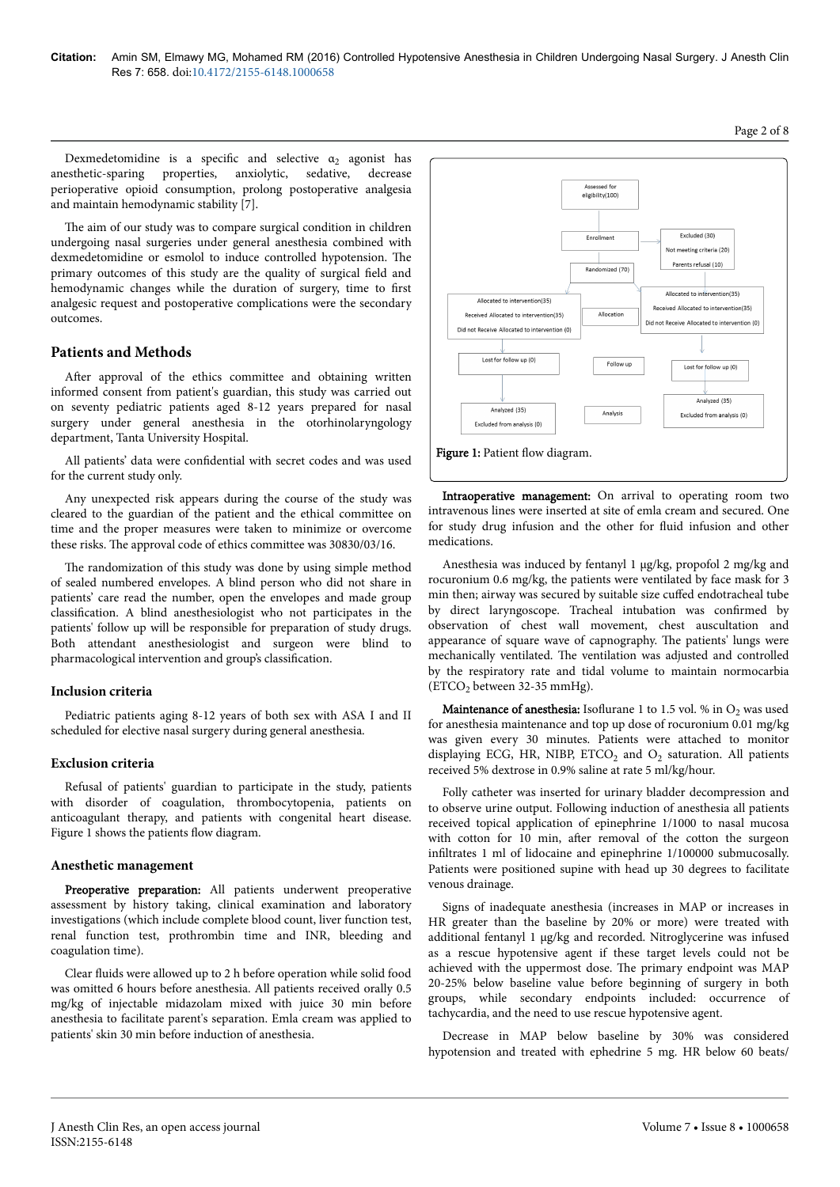Dexmedetomidine is a specific and selective $\alpha_2$ agonist has anesthetic-sparing properties, anxiolytic, sedative, decrease perioperative opioid consumption, prolong postoperative analgesia and maintain hemodynamic stability [7].

The aim of our study was to compare surgical condition in children undergoing nasal surgeries under general anesthesia combined with dexmedetomidine or esmolol to induce controlled hypotension. The primary outcomes of this study are the quality of surgical field and hemodynamic changes while the duration of surgery, time to first analgesic request and postoperative complications were the secondary outcomes.

## Patients and Methods

After approval of the ethics committee and obtaining written informed consent from patient's guardian, this study was carried out on seventy pediatric patients aged 8-12 years prepared for nasal surgery under general anesthesia in the otorhinolaryngology department, Tanta University Hospital.

All patients' data were confidential with secret codes and was used for the current study only.

Any unexpected risk appears during the course of the study was cleared to the guardian of the patient and the ethical committee on time and the proper measures were taken to minimize or overcome these risks. The approval code of ethics committee was 30830/03/16.

The randomization of this study was done by using simple method of sealed numbered envelopes. A blind person who did not share in patients' care read the number, open the envelopes and made group classification. A blind anesthesiologist who not participates in the patients' follow up will be responsible for preparation of study drugs. Both attendant anesthesiologist and surgeon were blind to pharmacological intervention and group's classification.

### Inclusion criteria

Pediatric patients aging 8-12 years of both sex with ASA I and II scheduled for elective nasal surgery during general anesthesia.

### Exclusion criteria

Refusal of patients' guardian to participate in the study, patients with disorder of coagulation, thrombocytopenia, patients on anticoagulant therapy, and patients with congenital heart disease. Figure 1 shows the patients flow diagram.

### Anesthetic management

**Preoperative preparation:** All patients underwent preoperative assessment by history taking, clinical examination and laboratory investigations (which include complete blood count, liver function test, renal function test, prothrombin time and INR, bleeding and coagulation time).

Clear fluids were allowed up to 2 h before operation while solid food was omitted 6 hours before anesthesia. All patients received orally 0.5 mg/kg of injectable midazolam mixed with juice 30 min before anesthesia to facilitate parent's separation. Emla cream was applied to patients' skin 30 min before induction of anesthesia.

Assessed for eligibility(100)

Enrollment — Excluded (30): Not meeting criteria (20); Parents refusal (10)

Randomized (70)

Allocation — Allocated to intervention(35); Received Allocated to intervention(35); Did not Receive Allocated to intervention (0) | Allocated to intervention(35); Received Allocated to intervention(35); Did not Receive Allocated to intervention (0)

Follow up — Lost for follow up (0) | Lost for follow up (0)

Analysis — Analyzed (35); Excluded from analysis (0) | Analyzed (35); Excluded from analysis (0)

**Figure 1:** Patient flow diagram.

**Intraoperative management:** On arrival to operating room two intravenous lines were inserted at site of emla cream and secured. One for study drug infusion and the other for fluid infusion and other medications.

Anesthesia was induced by fentanyl 1 μg/kg, propofol 2 mg/kg and rocuronium 0.6 mg/kg, the patients were ventilated by face mask for 3 min then; airway was secured by suitable size cuffed endotracheal tube by direct laryngoscope. Tracheal intubation was confirmed by observation of chest wall movement, chest auscultation and appearance of square wave of capnography. The patients' lungs were mechanically ventilated. The ventilation was adjusted and controlled by the respiratory rate and tidal volume to maintain normocarbia ($ETCO_2$ between 32-35 mmHg).

**Maintenance of anesthesia:** Isoflurane 1 to 1.5 vol. % in $O_2$ was used for anesthesia maintenance and top up dose of rocuronium 0.01 mg/kg was given every 30 minutes. Patients were attached to monitor displaying ECG, HR, NIBP, $ETCO_2$ and $O_2$ saturation. All patients received 5% dextrose in 0.9% saline at rate 5 ml/kg/hour.

Folly catheter was inserted for urinary bladder decompression and to observe urine output. Following induction of anesthesia all patients received topical application of epinephrine 1/1000 to nasal mucosa with cotton for 10 min, after removal of the cotton the surgeon infiltrates 1 ml of lidocaine and epinephrine 1/100000 submucosally. Patients were positioned supine with head up 30 degrees to facilitate venous drainage.

Signs of inadequate anesthesia (increases in MAP or increases in HR greater than the baseline by 20% or more) were treated with additional fentanyl 1 μg/kg and recorded. Nitroglycerine was infused as a rescue hypotensive agent if these target levels could not be achieved with the uppermost dose. The primary endpoint was MAP 20-25% below baseline value before beginning of surgery in both groups, while secondary endpoints included: occurrence of tachycardia, and the need to use rescue hypotensive agent.

Decrease in MAP below baseline by 30% was considered hypotension and treated with ephedrine 5 mg. HR below 60 beats/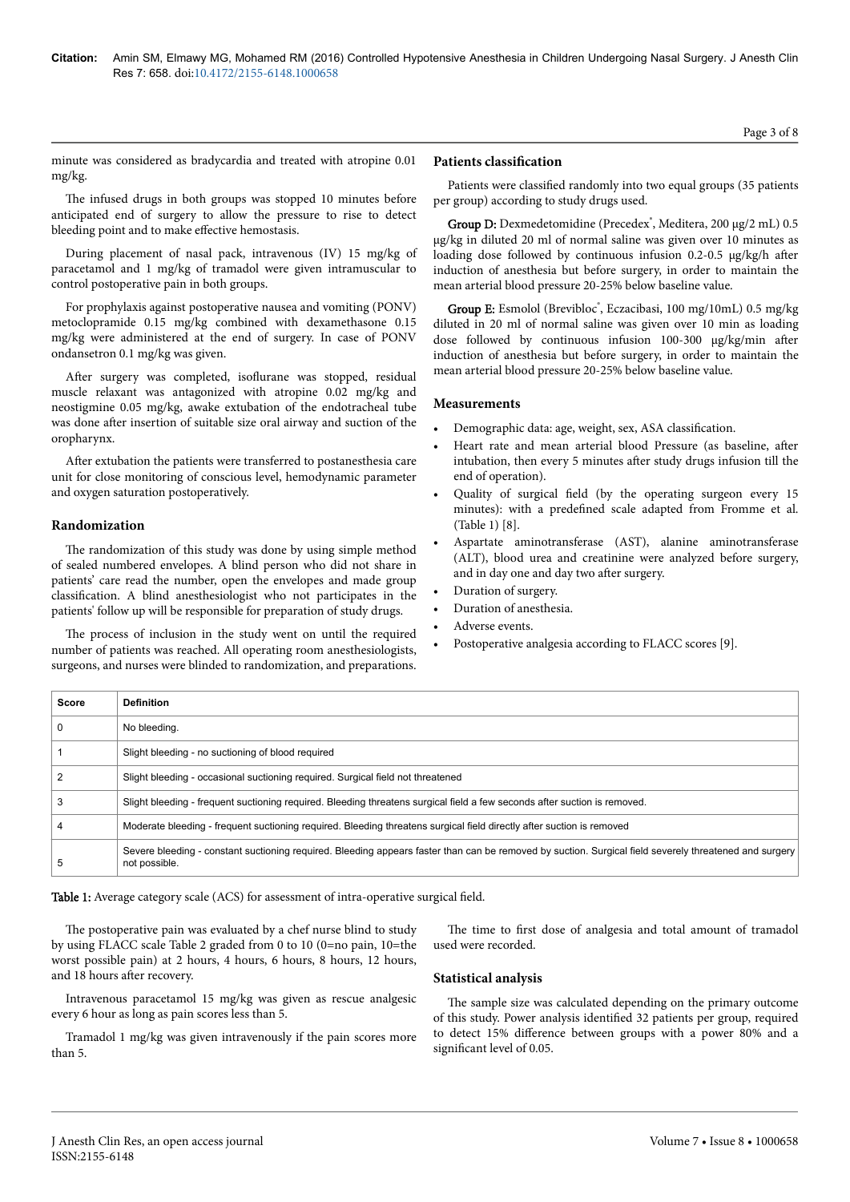minute was considered as bradycardia and treated with atropine 0.01 mg/kg.

The infused drugs in both groups was stopped 10 minutes before anticipated end of surgery to allow the pressure to rise to detect bleeding point and to make effective hemostasis.

During placement of nasal pack, intravenous (IV) 15 mg/kg of paracetamol and 1 mg/kg of tramadol were given intramuscular to control postoperative pain in both groups.

For prophylaxis against postoperative nausea and vomiting (PONV) metoclopramide 0.15 mg/kg combined with dexamethasone 0.15 mg/kg were administered at the end of surgery. In case of PONV ondansetron 0.1 mg/kg was given.

After surgery was completed, isoflurane was stopped, residual muscle relaxant was antagonized with atropine 0.02 mg/kg and neostigmine 0.05 mg/kg, awake extubation of the endotracheal tube was done after insertion of suitable size oral airway and suction of the oropharynx.

After extubation the patients were transferred to postanesthesia care unit for close monitoring of conscious level, hemodynamic parameter and oxygen saturation postoperatively.

## Randomization

The randomization of this study was done by using simple method of sealed numbered envelopes. A blind person who did not share in patients' care read the number, open the envelopes and made group classification. A blind anesthesiologist who not participates in the patients' follow up will be responsible for preparation of study drugs.

The process of inclusion in the study went on until the required number of patients was reached. All operating room anesthesiologists, surgeons, and nurses were blinded to randomization, and preparations.

## Patients classification

Patients were classified randomly into two equal groups (35 patients per group) according to study drugs used.

**Group D:** Dexmedetomidine (Precedex®, Meditera, 200 µg/2 mL) 0.5 µg/kg in diluted 20 ml of normal saline was given over 10 minutes as loading dose followed by continuous infusion 0.2-0.5 µg/kg/h after induction of anesthesia but before surgery, in order to maintain the mean arterial blood pressure 20-25% below baseline value.

**Group E:** Esmolol (Brevibloc®, Eczacibasi, 100 mg/10mL) 0.5 mg/kg diluted in 20 ml of normal saline was given over 10 min as loading dose followed by continuous infusion 100-300 µg/kg/min after induction of anesthesia but before surgery, in order to maintain the mean arterial blood pressure 20-25% below baseline value.

## Measurements

- Demographic data: age, weight, sex, ASA classification.
- Heart rate and mean arterial blood Pressure (as baseline, after intubation, then every 5 minutes after study drugs infusion till the end of operation).
- Quality of surgical field (by the operating surgeon every 15 minutes): with a predefined scale adapted from Fromme et al. (Table 1) [8].
- Aspartate aminotransferase (AST), alanine aminotransferase (ALT), blood urea and creatinine were analyzed before surgery, and in day one and day two after surgery.
- Duration of surgery.
- Duration of anesthesia.
- Adverse events.
- Postoperative analgesia according to FLACC scores [9].

| Score | Definition |
|---|---|
| 0 | No bleeding. |
| 1 | Slight bleeding - no suctioning of blood required |
| 2 | Slight bleeding - occasional suctioning required. Surgical field not threatened |
| 3 | Slight bleeding - frequent suctioning required. Bleeding threatens surgical field a few seconds after suction is removed. |
| 4 | Moderate bleeding - frequent suctioning required. Bleeding threatens surgical field directly after suction is removed |
| 5 | Severe bleeding - constant suctioning required. Bleeding appears faster than can be removed by suction. Surgical field severely threatened and surgery not possible. |

**Table 1:** Average category scale (ACS) for assessment of intra-operative surgical field.

The postoperative pain was evaluated by a chef nurse blind to study by using FLACC scale Table 2 graded from 0 to 10 (0=no pain, 10=the worst possible pain) at 2 hours, 4 hours, 6 hours, 8 hours, 12 hours, and 18 hours after recovery.

Intravenous paracetamol 15 mg/kg was given as rescue analgesic every 6 hour as long as pain scores less than 5.

Tramadol 1 mg/kg was given intravenously if the pain scores more than 5.

The time to first dose of analgesia and total amount of tramadol used were recorded.

## Statistical analysis

The sample size was calculated depending on the primary outcome of this study. Power analysis identified 32 patients per group, required to detect 15% difference between groups with a power 80% and a significant level of 0.05.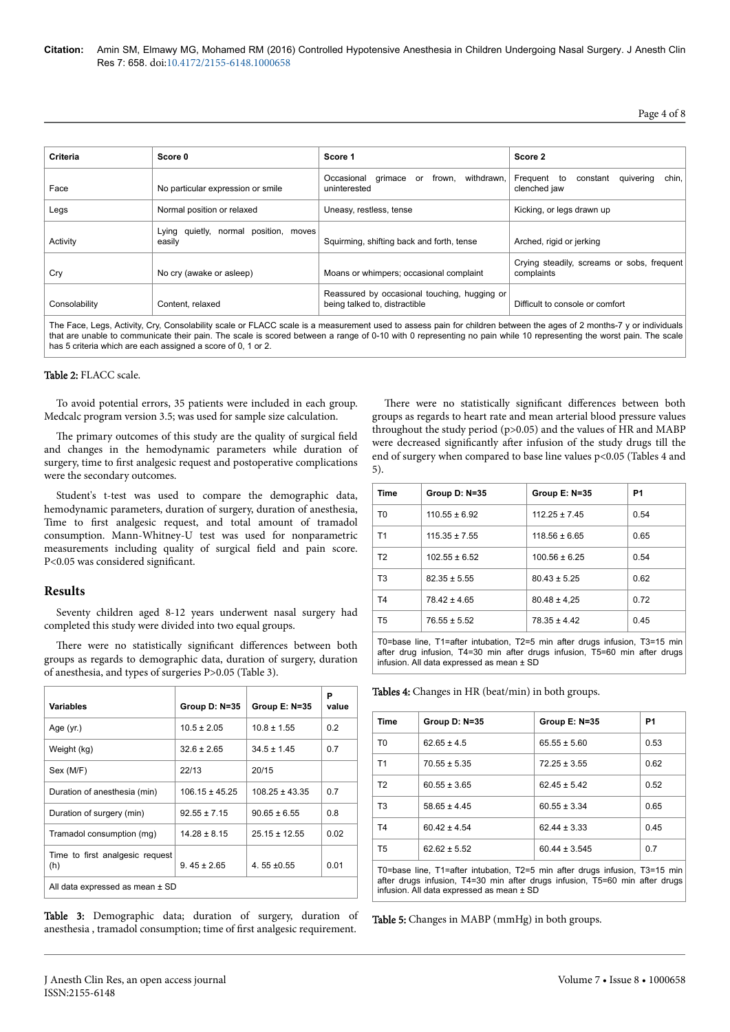| Criteria | Score 0 | Score 1 | Score 2 |
|---|---|---|---|
| Face | No particular expression or smile | Occasional grimace or frown, withdrawn, uninterested | Frequent to constant quivering chin, clenched jaw |
| Legs | Normal position or relaxed | Uneasy, restless, tense | Kicking, or legs drawn up |
| Activity | Lying quietly, normal position, moves easily | Squirming, shifting back and forth, tense | Arched, rigid or jerking |
| Cry | No cry (awake or asleep) | Moans or whimpers; occasional complaint | Crying steadily, screams or sobs, frequent complaints |
| Consolability | Content, relaxed | Reassured by occasional touching, hugging or being talked to, distractible | Difficult to console or comfort |
| The Face, Legs, Activity, Cry, Consolability scale or FLACC scale is a measurement used to assess pain for children between the ages of 2 months-7 y or individuals that are unable to communicate their pain. The scale is scored between a range of 0-10 with 0 representing no pain while 10 representing the worst pain. The scale has 5 criteria which are each assigned a score of 0, 1 or 2. | | | |

**Table 2:** FLACC scale.

To avoid potential errors, 35 patients were included in each group. Medcalc program version 3.5; was used for sample size calculation.

The primary outcomes of this study are the quality of surgical field and changes in the hemodynamic parameters while duration of surgery, time to first analgesic request and postoperative complications were the secondary outcomes.

Student's t-test was used to compare the demographic data, hemodynamic parameters, duration of surgery, duration of anesthesia, Time to first analgesic request, and total amount of tramadol consumption. Mann-Whitney-U test was used for nonparametric measurements including quality of surgical field and pain score. P<0.05 was considered significant.

## Results

Seventy children aged 8-12 years underwent nasal surgery had completed this study were divided into two equal groups.

There were no statistically significant differences between both groups as regards to demographic data, duration of surgery, duration of anesthesia, and types of surgeries P>0.05 (Table 3).

| Variables | Group D: N=35 | Group E: N=35 | P value |
|---|---|---|---|
| Age (yr.) | 10.5 ± 2.05 | 10.8 ± 1.55 | 0.2 |
| Weight (kg) | 32.6 ± 2.65 | 34.5 ± 1.45 | 0.7 |
| Sex (M/F) | 22/13 | 20/15 | |
| Duration of anesthesia (min) | 106.15 ± 45.25 | 108.25 ± 43.35 | 0.7 |
| Duration of surgery (min) | 92.55 ± 7.15 | 90.65 ± 6.55 | 0.8 |
| Tramadol consumption (mg) | 14.28 ± 8.15 | 25.15 ± 12.55 | 0.02 |
| Time to first analgesic request (h) | 9. 45 ± 2.65 | 4. 55 ±0.55 | 0.01 |
| All data expressed as mean ± SD | | | |

**Table 3:** Demographic data; duration of surgery, duration of anesthesia , tramadol consumption; time of first analgesic requirement.

There were no statistically significant differences between both groups as regards to heart rate and mean arterial blood pressure values throughout the study period (p>0.05) and the values of HR and MABP were decreased significantly after infusion of the study drugs till the end of surgery when compared to base line values p<0.05 (Tables 4 and 5).

| Time | Group D: N=35 | Group E: N=35 | P1 |
|---|---|---|---|
| T0 | 110.55 ± 6.92 | 112.25 ± 7.45 | 0.54 |
| T1 | 115.35 ± 7.55 | 118.56 ± 6.65 | 0.65 |
| T2 | 102.55 ± 6.52 | 100.56 ± 6.25 | 0.54 |
| T3 | 82.35 ± 5.55 | 80.43 ± 5.25 | 0.62 |
| T4 | 78.42 ± 4.65 | 80.48 ± 4,25 | 0.72 |
| T5 | 76.55 ± 5.52 | 78.35 ± 4.42 | 0.45 |
| T0=base line, T1=after intubation, T2=5 min after drugs infusion, T3=15 min after drug infusion, T4=30 min after drugs infusion, T5=60 min after drugs infusion. All data expressed as mean ± SD | | | |

**Tables 4:** Changes in HR (beat/min) in both groups.

| Time | Group D: N=35 | Group E: N=35 | P1 |
|---|---|---|---|
| T0 | 62.65 ± 4.5 | 65.55 ± 5.60 | 0.53 |
| T1 | 70.55 ± 5.35 | 72.25 ± 3.55 | 0.62 |
| T2 | 60.55 ± 3.65 | 62.45 ± 5.42 | 0.52 |
| T3 | 58.65 ± 4.45 | 60.55 ± 3.34 | 0.65 |
| T4 | 60.42 ± 4.54 | 62.44 ± 3.33 | 0.45 |
| T5 | 62.62 ± 5.52 | 60.44 ± 3.545 | 0.7 |
| T0=base line, T1=after intubation, T2=5 min after drugs infusion, T3=15 min after drugs infusion, T4=30 min after drugs infusion, T5=60 min after drugs infusion. All data expressed as mean ± SD | | | |

**Table 5:** Changes in MABP (mmHg) in both groups.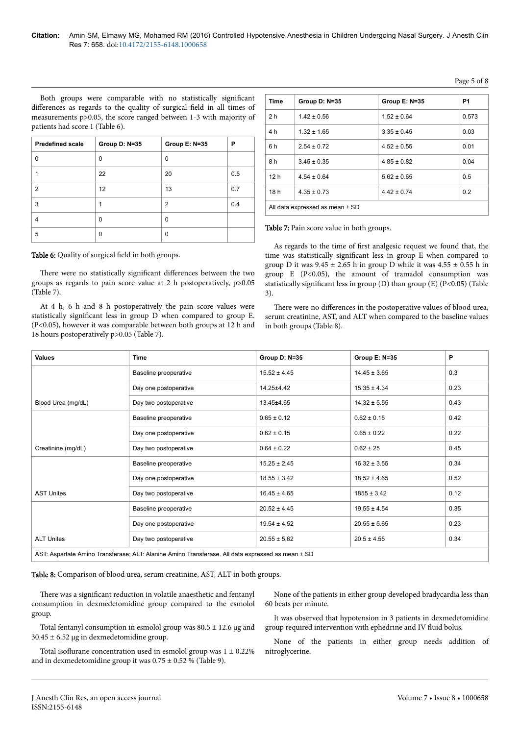Both groups were comparable with no statistically significant differences as regards to the quality of surgical field in all times of measurements p>0.05, the score ranged between 1-3 with majority of patients had score 1 (Table 6).

| Predefined scale | Group D: N=35 | Group E: N=35 | P |
|---|---|---|---|
| 0 | 0 | 0 | |
| 1 | 22 | 20 | 0.5 |
| 2 | 12 | 13 | 0.7 |
| 3 | 1 | 2 | 0.4 |
| 4 | 0 | 0 | |
| 5 | 0 | 0 | |

**Table 6:** Quality of surgical field in both groups.

There were no statistically significant differences between the two groups as regards to pain score value at 2 h postoperatively, p>0.05 (Table 7).

At 4 h, 6 h and 8 h postoperatively the pain score values were statistically significant less in group D when compared to group E. (P<0.05), however it was comparable between both groups at 12 h and 18 hours postoperatively p>0.05 (Table 7).

| Time | Group D: N=35 | Group E: N=35 | P1 |
|---|---|---|---|
| 2 h | 1.42 ± 0.56 | 1.52 ± 0.64 | 0.573 |
| 4 h | 1.32 ± 1.65 | 3.35 ± 0.45 | 0.03 |
| 6 h | 2.54 ± 0.72 | 4.52 ± 0.55 | 0.01 |
| 8 h | 3.45 ± 0.35 | 4.85 ± 0.82 | 0.04 |
| 12 h | 4.54 ± 0.64 | 5.62 ± 0.65 | 0.5 |
| 18 h | 4.35 ± 0.73 | 4.42 ± 0.74 | 0.2 |
| All data expressed as mean ± SD | | | |

**Table 7:** Pain score value in both groups.

As regards to the time of first analgesic request we found that, the time was statistically significant less in group E when compared to group D it was 9.45 ± 2.65 h in group D while it was 4.55 ± 0.55 h in group E (P<0.05), the amount of tramadol consumption was statistically significant less in group (D) than group (E) (P<0.05) (Table 3).

There were no differences in the postoperative values of blood urea, serum creatinine, AST, and ALT when compared to the baseline values in both groups (Table 8).

| Values | Time | Group D: N=35 | Group E: N=35 | P |
|---|---|---|---|---|
| Blood Urea (mg/dL) | Baseline preoperative | 15.52 ± 4.45 | 14.45 ± 3.65 | 0.3 |
| | Day one postoperative | 14.25±4.42 | 15.35 ± 4.34 | 0.23 |
| | Day two postoperative | 13.45±4.65 | 14.32 ± 5.55 | 0.43 |
| Creatinine (mg/dL) | Baseline preoperative | 0.65 ± 0.12 | 0.62 ± 0.15 | 0.42 |
| | Day one postoperative | 0.62 ± 0.15 | 0.65 ± 0.22 | 0.22 |
| | Day two postoperative | 0.64 ± 0.22 | 0.62 ± 25 | 0.45 |
| AST Unites | Baseline preoperative | 15.25 ± 2.45 | 16.32 ± 3.55 | 0.34 |
| | Day one postoperative | 18.55 ± 3.42 | 18.52 ± 4.65 | 0.52 |
| | Day two postoperative | 16.45 ± 4.65 | 1855 ± 3.42 | 0.12 |
| ALT Unites | Baseline preoperative | 20.52 ± 4.45 | 19.55 ± 4.54 | 0.35 |
| | Day one postoperative | 19.54 ± 4.52 | 20.55 ± 5.65 | 0.23 |
| | Day two postoperative | 20.55 ± 5,62 | 20.5 ± 4.55 | 0.34 |
| AST: Aspartate Amino Transferase; ALT: Alanine Amino Transferase. All data expressed as mean ± SD | | | | |

**Table 8:** Comparison of blood urea, serum creatinine, AST, ALT in both groups.

There was a significant reduction in volatile anaesthetic and fentanyl consumption in dexmedetomidine group compared to the esmolol group.

Total fentanyl consumption in esmolol group was 80.5 ± 12.6 μg and 30.45 ± 6.52 μg in dexmedetomidine group.

Total isoflurane concentration used in esmolol group was 1 ± 0.22% and in dexmedetomidine group it was 0.75 ± 0.52 % (Table 9).

None of the patients in either group developed bradycardia less than 60 beats per minute.

It was observed that hypotension in 3 patients in dexmedetomidine group required intervention with ephedrine and IV fluid bolus.

None of the patients in either group needs addition of nitroglycerine.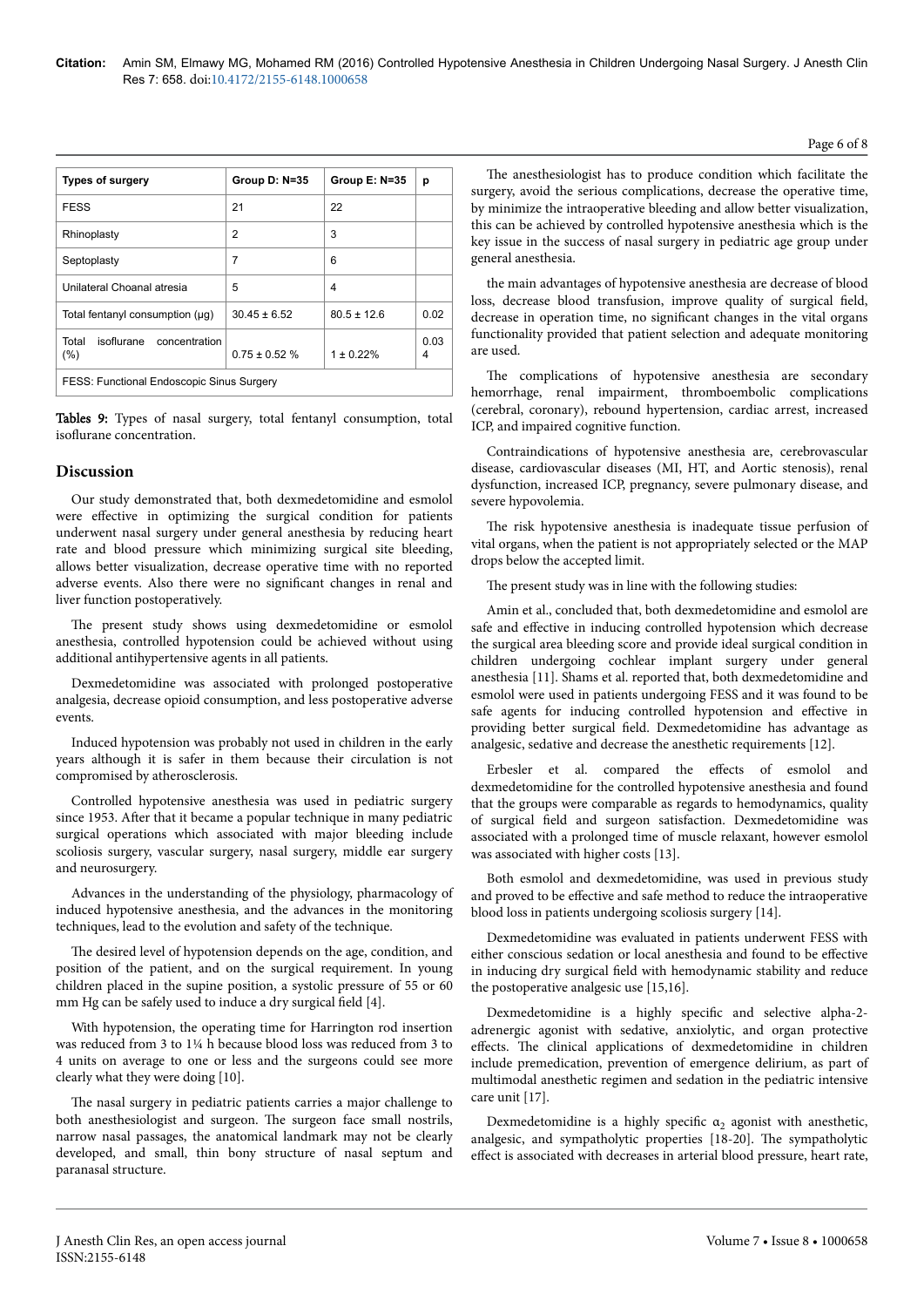| Types of surgery | Group D: N=35 | Group E: N=35 | p |
|---|---|---|---|
| FESS | 21 | 22 | |
| Rhinoplasty | 2 | 3 | |
| Septoplasty | 7 | 6 | |
| Unilateral Choanal atresia | 5 | 4 | |
| Total fentanyl consumption (µg) | 30.45 ± 6.52 | 80.5 ± 12.6 | 0.02 |
| Total isoflurane concentration (%) | 0.75 ± 0.52 % | 1 ± 0.22% | 0.034 |
| FESS: Functional Endoscopic Sinus Surgery | | | |

**Tables 9:** Types of nasal surgery, total fentanyl consumption, total isoflurane concentration.

## Discussion

Our study demonstrated that, both dexmedetomidine and esmolol were effective in optimizing the surgical condition for patients underwent nasal surgery under general anesthesia by reducing heart rate and blood pressure which minimizing surgical site bleeding, allows better visualization, decrease operative time with no reported adverse events. Also there were no significant changes in renal and liver function postoperatively.

The present study shows using dexmedetomidine or esmolol anesthesia, controlled hypotension could be achieved without using additional antihypertensive agents in all patients.

Dexmedetomidine was associated with prolonged postoperative analgesia, decrease opioid consumption, and less postoperative adverse events.

Induced hypotension was probably not used in children in the early years although it is safer in them because their circulation is not compromised by atherosclerosis.

Controlled hypotensive anesthesia was used in pediatric surgery since 1953. After that it became a popular technique in many pediatric surgical operations which associated with major bleeding include scoliosis surgery, vascular surgery, nasal surgery, middle ear surgery and neurosurgery.

Advances in the understanding of the physiology, pharmacology of induced hypotensive anesthesia, and the advances in the monitoring techniques, lead to the evolution and safety of the technique.

The desired level of hypotension depends on the age, condition, and position of the patient, and on the surgical requirement. In young children placed in the supine position, a systolic pressure of 55 or 60 mm Hg can be safely used to induce a dry surgical field [4].

With hypotension, the operating time for Harrington rod insertion was reduced from 3 to 1¼ h because blood loss was reduced from 3 to 4 units on average to one or less and the surgeons could see more clearly what they were doing [10].

The nasal surgery in pediatric patients carries a major challenge to both anesthesiologist and surgeon. The surgeon face small nostrils, narrow nasal passages, the anatomical landmark may not be clearly developed, and small, thin bony structure of nasal septum and paranasal structure.

The anesthesiologist has to produce condition which facilitate the surgery, avoid the serious complications, decrease the operative time, by minimize the intraoperative bleeding and allow better visualization, this can be achieved by controlled hypotensive anesthesia which is the key issue in the success of nasal surgery in pediatric age group under general anesthesia.

the main advantages of hypotensive anesthesia are decrease of blood loss, decrease blood transfusion, improve quality of surgical field, decrease in operation time, no significant changes in the vital organs functionality provided that patient selection and adequate monitoring are used.

The complications of hypotensive anesthesia are secondary hemorrhage, renal impairment, thromboembolic complications (cerebral, coronary), rebound hypertension, cardiac arrest, increased ICP, and impaired cognitive function.

Contraindications of hypotensive anesthesia are, cerebrovascular disease, cardiovascular diseases (MI, HT, and Aortic stenosis), renal dysfunction, increased ICP, pregnancy, severe pulmonary disease, and severe hypovolemia.

The risk hypotensive anesthesia is inadequate tissue perfusion of vital organs, when the patient is not appropriately selected or the MAP drops below the accepted limit.

The present study was in line with the following studies:

Amin et al., concluded that, both dexmedetomidine and esmolol are safe and effective in inducing controlled hypotension which decrease the surgical area bleeding score and provide ideal surgical condition in children undergoing cochlear implant surgery under general anesthesia [11]. Shams et al. reported that, both dexmedetomidine and esmolol were used in patients undergoing FESS and it was found to be safe agents for inducing controlled hypotension and effective in providing better surgical field. Dexmedetomidine has advantage as analgesic, sedative and decrease the anesthetic requirements [12].

Erbesler et al. compared the effects of esmolol and dexmedetomidine for the controlled hypotensive anesthesia and found that the groups were comparable as regards to hemodynamics, quality of surgical field and surgeon satisfaction. Dexmedetomidine was associated with a prolonged time of muscle relaxant, however esmolol was associated with higher costs [13].

Both esmolol and dexmedetomidine, was used in previous study and proved to be effective and safe method to reduce the intraoperative blood loss in patients undergoing scoliosis surgery [14].

Dexmedetomidine was evaluated in patients underwent FESS with either conscious sedation or local anesthesia and found to be effective in inducing dry surgical field with hemodynamic stability and reduce the postoperative analgesic use [15,16].

Dexmedetomidine is a highly specific and selective alpha-2-adrenergic agonist with sedative, anxiolytic, and organ protective effects. The clinical applications of dexmedetomidine in children include premedication, prevention of emergence delirium, as part of multimodal anesthetic regimen and sedation in the pediatric intensive care unit [17].

Dexmedetomidine is a highly specific $\alpha_2$ agonist with anesthetic, analgesic, and sympatholytic properties [18-20]. The sympatholytic effect is associated with decreases in arterial blood pressure, heart rate,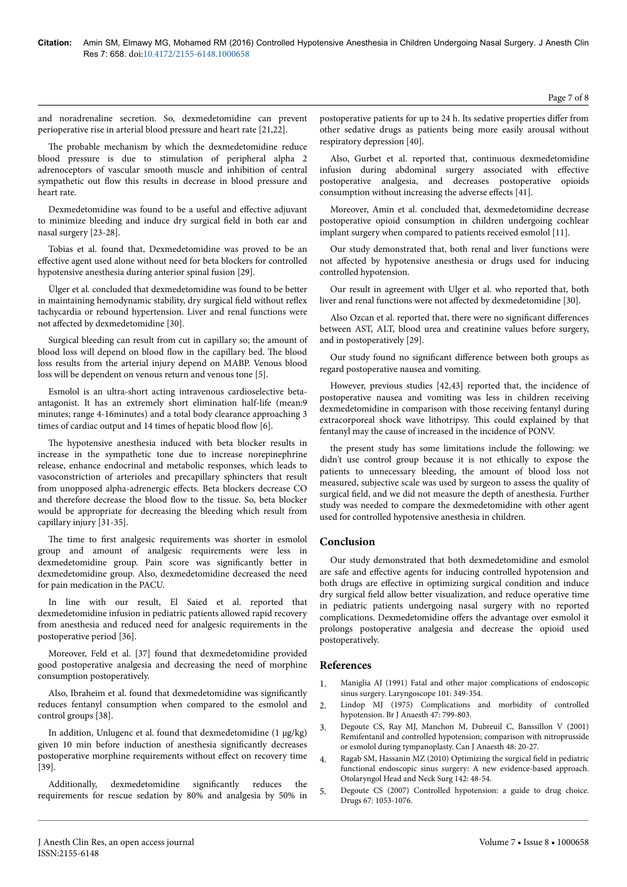and noradrenaline secretion. So, dexmedetomidine can prevent perioperative rise in arterial blood pressure and heart rate [21,22].

The probable mechanism by which the dexmedetomidine reduce blood pressure is due to stimulation of peripheral alpha 2 adrenoceptors of vascular smooth muscle and inhibition of central sympathetic out flow this results in decrease in blood pressure and heart rate.

Dexmedetomidine was found to be a useful and effective adjuvant to minimize bleeding and induce dry surgical field in both ear and nasal surgery [23-28].

Tobias et al. found that, Dexmedetomidine was proved to be an effective agent used alone without need for beta blockers for controlled hypotensive anesthesia during anterior spinal fusion [29].

Ülger et al. concluded that dexmedetomidine was found to be better in maintaining hemodynamic stability, dry surgical field without reflex tachycardia or rebound hypertension. Liver and renal functions were not affected by dexmedetomidine [30].

Surgical bleeding can result from cut in capillary so; the amount of blood loss will depend on blood flow in the capillary bed. The blood loss results from the arterial injury depend on MABP. Venous blood loss will be dependent on venous return and venous tone [5].

Esmolol is an ultra-short acting intravenous cardioselective beta-antagonist. It has an extremely short elimination half-life (mean:9 minutes; range 4-16minutes) and a total body clearance approaching 3 times of cardiac output and 14 times of hepatic blood flow [6].

The hypotensive anesthesia induced with beta blocker results in increase in the sympathetic tone due to increase norepinephrine release, enhance endocrinal and metabolic responses, which leads to vasoconstriction of arterioles and precapillary sphincters that result from unopposed alpha-adrenergic effects. Beta blockers decrease CO and therefore decrease the blood flow to the tissue. So, beta blocker would be appropriate for decreasing the bleeding which result from capillary injury [31-35].

The time to first analgesic requirements was shorter in esmolol group and amount of analgesic requirements were less in dexmedetomidine group. Pain score was significantly better in dexmedetomidine group. Also, dexmedetomidine decreased the need for pain medication in the PACU.

In line with our result, El Saied et al. reported that dexmedetomidine infusion in pediatric patients allowed rapid recovery from anesthesia and reduced need for analgesic requirements in the postoperative period [36].

Moreover, Feld et al. [37] found that dexmedetomidine provided good postoperative analgesia and decreasing the need of morphine consumption postoperatively.

Also, Ibraheim et al. found that dexmedetomidine was significantly reduces fentanyl consumption when compared to the esmolol and control groups [38].

In addition, Unlugenc et al. found that dexmedetomidine (1 μg/kg) given 10 min before induction of anesthesia significantly decreases postoperative morphine requirements without effect on recovery time [39].

Additionally, dexmedetomidine significantly reduces the requirements for rescue sedation by 80% and analgesia by 50% in postoperative patients for up to 24 h. Its sedative properties differ from other sedative drugs as patients being more easily arousal without respiratory depression [40].

Also, Gurbet et al. reported that, continuous dexmedetomidine infusion during abdominal surgery associated with effective postoperative analgesia, and decreases postoperative opioids consumption without increasing the adverse effects [41].

Moreover, Amin et al. concluded that, dexmedetomidine decrease postoperative opioid consumption in children undergoing cochlear implant surgery when compared to patients received esmolol [11].

Our study demonstrated that, both renal and liver functions were not affected by hypotensive anesthesia or drugs used for inducing controlled hypotension.

Our result in agreement with Ulger et al. who reported that, both liver and renal functions were not affected by dexmedetomidine [30].

Also Ozcan et al. reported that, there were no significant differences between AST, ALT, blood urea and creatinine values before surgery, and in postoperatively [29].

Our study found no significant difference between both groups as regard postoperative nausea and vomiting.

However, previous studies [42,43] reported that, the incidence of postoperative nausea and vomiting was less in children receiving dexmedetomidine in comparison with those receiving fentanyl during extracorporeal shock wave lithotripsy. This could explained by that fentanyl may the cause of increased in the incidence of PONV.

the present study has some limitations include the following: we didn't use control group because it is not ethically to expose the patients to unnecessary bleeding, the amount of blood loss not measured, subjective scale was used by surgeon to assess the quality of surgical field, and we did not measure the depth of anesthesia. Further study was needed to compare the dexmedetomidine with other agent used for controlled hypotensive anesthesia in children.

## Conclusion

Our study demonstrated that both dexmedetomidine and esmolol are safe and effective agents for inducing controlled hypotension and both drugs are effective in optimizing surgical condition and induce dry surgical field allow better visualization, and reduce operative time in pediatric patients undergoing nasal surgery with no reported complications. Dexmedetomidine offers the advantage over esmolol it prolongs postoperative analgesia and decrease the opioid used postoperatively.

## References

1. Maniglia AJ (1991) Fatal and other major complications of endoscopic sinus surgery. Laryngoscope 101: 349-354.
2. Lindop MJ (1975) Complications and morbidity of controlled hypotension. Br J Anaesth 47: 799-803.
3. Degoute CS, Ray MJ, Manchon M, Dubreuil C, Banssillon V (2001) Remifentanil and controlled hypotension; comparison with nitroprusside or esmolol during tympanoplasty. Can J Anaesth 48: 20-27.
4. Ragab SM, Hassanin MZ (2010) Optimizing the surgical field in pediatric functional endoscopic sinus surgery: A new evidence-based approach. Otolaryngol Head and Neck Surg 142: 48-54.
5. Degoute CS (2007) Controlled hypotension: a guide to drug choice. Drugs 67: 1053-1076.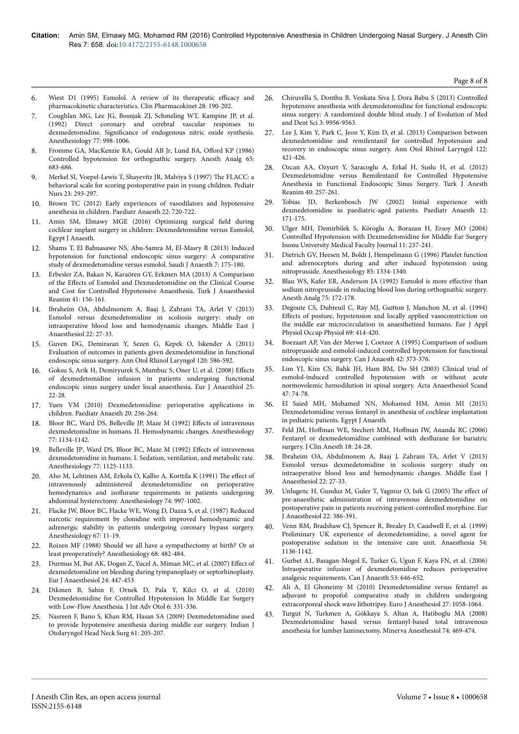6. Wiest D1 (1995) Esmolol. A review of its therapeutic efficacy and pharmacokinetic characteristics. Clin Pharmacokinet 28: 190-202.
7. Coughlan MG, Lee JG, Bosnjak ZJ, Schmeling WT, Kampine JP, et al. (1992) Direct coronary and cerebral vascular responses to dexmedetomidine. Significance of endogenous nitric oxide synthesis. Anesthesiology 77: 998-1006.
8. Fromme GA, MacKenzie RA, Gould AB Jr, Lund BA, Offord KP (1986) Controlled hypotension for orthognathic surgery. Anesth Analg 65: 683-686.
9. Merkel SI, Voepel-Lewis T, Shayevitz JR, Malviya S (1997) The FLACC: a behavioral scale for scoring postoperative pain in young children. Pediatr Nurs 23: 293-297.
10. Brown TC (2012) Early experiences of vasodilators and hypotensive anesthesia in children. Paediatr Anaesth 22: 720-722.
11. Amin SM, Elmawy MGE (2016) Optimizing surgical field during cochlear implant surgery in children: Dexmedetomidine versus Esmolol, Egypt J Anaesth.
12. Shams T, El Bahnasawe NS, Abu-Samra M, El-Masry R (2013) Induced hypotension for functional endoscopic sinus surgery: A comparative study of dexmedetomidine versus esmolol. Saudi J Anaesth 7: 175-180.
13. Erbesler ZA, Bakan N, Karaören GY, Erkmen MA (2013) A Comparison of the Effects of Esmolol and Dexmedetomidine on the Clinical Course and Cost for Controlled Hypotensive Anaesthesia. Turk J Anaesthesiol Reanim 41: 156-161.
14. Ibraheim OA, Abdulmonem A, Baaj J, Zahrani TA, Arlet V (2013) Esmolol versus dexmedetomidine in scoliosis surgery: study on intraoperative blood loss and hemodynamic changes. Middle East J Anaesthesiol 22: 27-33.
15. Guven DG, Demiraran Y, Sezen G, Kepek O, Iskender A (2011) Evaluation of outcomes in patients given dexmedetomidine in functional endoscopic sinus surgery. Ann Otol Rhinol Laryngol 120: 586-592.
16. Goksu S, Arik H, Demiryurek S, Mumbuc S, Oner U, et al. (2008) Effects of dexmedetomidine infusion in patients undergoing functional endoscopic sinus surgery under local anaesthesia. Eur J Anaesthiol 25: 22-28.
17. Yuen VM (2010) Dexmedetomidine: perioperative applications in children. Paediatr Anaesth 20: 256-264.
18. Bloor BC, Ward DS, Belleville JP, Maze M (1992) Effects of intravenous dexmedetomidine in humans. II. Hemodynamic changes. Anesthesiology 77: 1134-1142.
19. Belleville JP, Ward DS, Bloor BC, Maze M (1992) Effects of intravenous dexmedetomidine in humans. I. Sedation, ventilation, and metabolic rate. Anesthesiology 77: 1125-1133.
20. Aho M, Lehtinen AM, Erkola O, Kallio A, Korttila K (1991) The effect of intravenously administered dexmedetomidine on perioperative hemodynamics and isoflurane requirements in patients undergoing abdominal hysterectomy. Anesthesiology 74: 997-1002.
21. Flacke JW, Bloor BC, Flacke WE, Wong D, Dazza S, et al. (1987) Reduced narcotic requirement by clonidine with improved hemodynamic and adrenergic stability in patients undergoing coronary bypass surgery. Anesthesiology 67: 11-19.
22. Roizen MF (1988) Should we all have a sympathectomy at birth? Or at least preoperatively? Anesthesiology 68: 482-484.
23. Durmus M, But AK, Dogan Z, Yucel A, Miman MC, et al. (2007) Effect of dexmedetomidine on bleeding during tympanoplasty or septorhinoplasty. Eur J Anaesthesiol 24: 447-453.
24. Dikmen B, Sahin F, Ornek D, Pala Y, Kilci O, et al. (2010) Dexmedetomidine for Controlled Hypotension In Middle Ear Surgery with Low-Flow Anesthesia. J Int Adv Otol 6: 331-336.
25. Nasreen F, Bano S, Khan RM, Hasan SA (2009) Dexmedetomidine used to provide hypotensive anesthesia during middle ear surgery. Indian J Otolaryngol Head Neck Surg 61: 205-207.
26. Chiruvella S, Donthu B, Venkata Siva J, Dora Babu S (2013) Controlled hypotensive anesthesia with dexmedetomidine for functional endoscopic sinus surgery: A randomized double blind study. J of Evolution of Med and Dent Sci 3: 9956-9563.
27. Lee J, Kim Y, Park C, Jeon Y, Kim D, et al. (2013) Comparison between dexmedetomidine and remifentanil for controlled hypotension and recovery in endoscopic sinus surgery. Ann Otol Rhinol Laryngol 122: 421-426.
28. Ozcan AA, Ozyurt Y, Saracoglu A, Erkal H, Suslu H, et al. (2012) Dexmedetomidine versus Remifentanil for Controlled Hypotensive Anesthesia in Functional Endoscopic Sinus Surgery. Turk J Anesth Reanim 40: 257-261.
29. Tobias JD, Berkenbosch JW (2002) Initial experience with dexmedetomidine in paediatric-aged patients. Paediatr Anaesth 12: 171-175.
30. Ulger MH, Demirbilek S, Köroglu A, Borazan H, Ersoy MO (2004) Controlled Hypotension with Dexmedetomidine for Middle Ear Surgery Inonu University Medical Faculty Journal 11: 237-241.
31. Dietrich GV, Heesen M, Boldt J, Hempelmann G (1996) Platelet function and adrenoceptors during and after induced hypotension using nitroprusside. Anesthesiology 85: 1334-1340.
32. Blau WS, Kafer ER, Anderson JA (1992) Esmolol is more effective than sodium nitroprusside in reducing blood loss during orthognathic surgery. Anesth Analg 75: 172-178.
33. Degoute CS, Dubreuil C, Ray MJ, Guitton J, Manchon M, et al. (1994) Effects of posture, hypotension and locally applied vasoconstriction on the middle ear microcirculation in anaesthetized humans. Eur J Appl Physiol Occup Physiol 69: 414-420.
34. Boezaart AP, Van der Merwe J, Coetzee A (1995) Comparison of sodium nitroprusside and esmolol-induced controlled hypotension for functional endoscopic sinus surgery. Can J Anaesth 42: 373-376.
35. Lim YJ, Kim CS, Bahk JH, Ham BM, Do SH (2003) Clinical trial of esmolol-induced controlled hypotension with or without acute normovolemic hemodilution in spinal surgery. Acta Anaesthesiol Scand 47: 74-78.
36. El Saied MH, Mohamed NN, Mohamed HM, Amin MI (2015) Dexmedetomidine versus fentanyl in anesthesia of cochlear implantation in pediatric patients. Egypt J Anaesth.
37. Feld JM, Hoffman WE, Stechert MM, Hoffman IW, Ananda RC (2006) Fentanyl or dexmedetomidine combined with desflurane for bariatric surgery. J Clin Anesth 18: 24-28.
38. Ibraheim OA, Abdulmonem A, Baaj J, Zahrani TA, Arlet V (2013) Esmolol versus dexmedetomidine in scoliosis surgery: study on intraoperative blood loss and hemodynamic changes. Middle East J Anaesthesiol 22: 27-33.
39. Unlugenc H, Gunduz M, Guler T, Yagmur O, Isik G (2005) The effect of pre-anaesthetic administration of intravenous dexmedetomidine on postoperative pain in patients receiving patient-controlled morphine. Eur J Anaesthesiol 22: 386-391.
40. Venn RM, Bradshaw CJ, Spencer R, Brealey D, Caudwell E, et al. (1999) Preliminary UK experience of dexmedetomidine, a novel agent for postoperative sedation in the intensive care unit. Anaesthesia 54: 1136-1142.
41. Gurbet A1, Basagan-Mogol E, Turker G, Ugun F, Kaya FN, et al. (2006) Intraoperative infusion of dexmedetomidine reduces perioperative analgesic requirements. Can J Anaesth 53: 646-652.
42. Ali A, El Ghoneimy M (2010) Dexmedetomidine versus fentanyl as adjuvant to propofol: comparative study in children undergoing extracorporeal shock wave lithotripsy. Euro J Anesthesiol 27: 1058-1064.
43. Turgut N, Turkmen A, Gökkaya S, Altan A, Hatiboglu MA (2008) Dexmedetomidine based versus fentanyl-based total intravenous anesthesia for lumber laminectomy. Minerva Anesthesiol 74: 469-474.